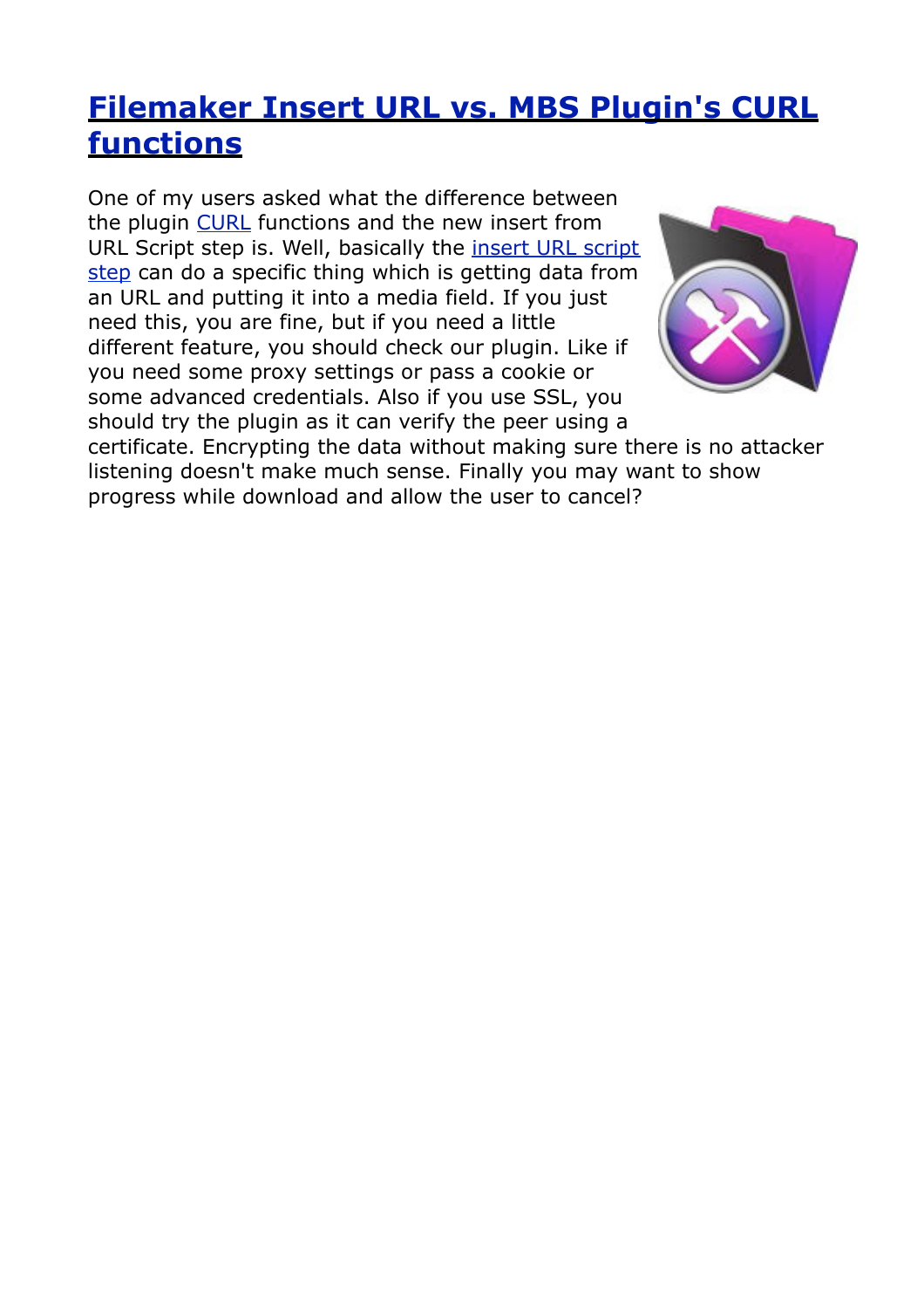# Filemaker Insert URL vs. MBS Plugin's CURL functions

One of my users asked what the difference between the plugin CURL functions and the new insert from URL Script step is. Well, basically the insert URL script step can do a specific thing which is getting data from an URL and putting it into a media field. If you just need this, you are fine, but if you need a little different feature, you should check our plugin. Like if you need some proxy settings or pass a cookie or some advanced credentials. Also if you use SSL, you should try the plugin as it can verify the peer using a certificate. Encrypting the data without making sure there is no attacker listening doesn't make much sense. Finally you may want to show progress while download and allow the user to cancel?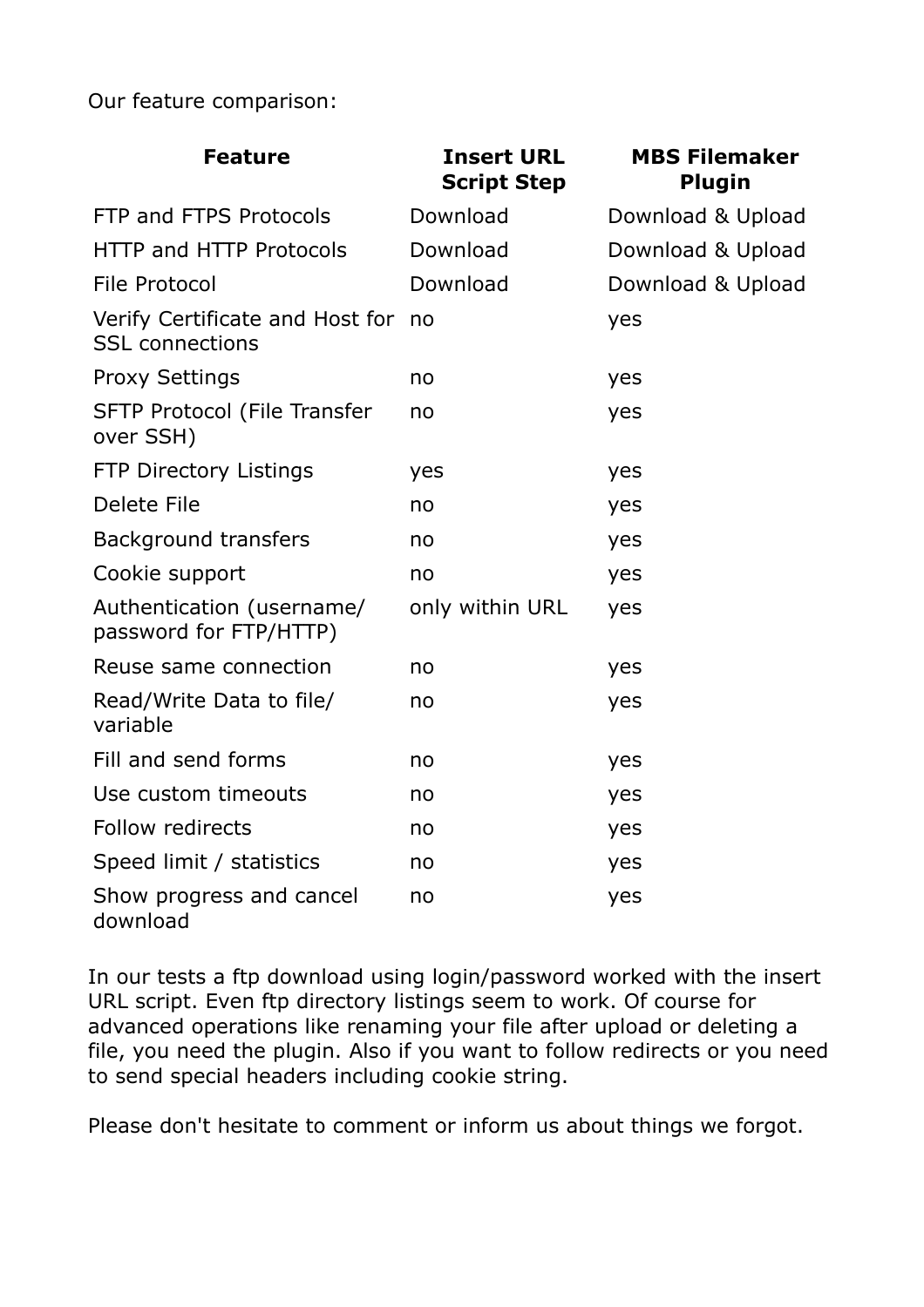Our feature comparison:

| Feature | Insert URL Script Step | MBS Filemaker Plugin |
| --- | --- | --- |
| FTP and FTPS Protocols | Download | Download & Upload |
| HTTP and HTTP Protocols | Download | Download & Upload |
| File Protocol | Download | Download & Upload |
| Verify Certificate and Host for SSL connections | no | yes |
| Proxy Settings | no | yes |
| SFTP Protocol (File Transfer over SSH) | no | yes |
| FTP Directory Listings | yes | yes |
| Delete File | no | yes |
| Background transfers | no | yes |
| Cookie support | no | yes |
| Authentication (username/ password for FTP/HTTP) | only within URL | yes |
| Reuse same connection | no | yes |
| Read/Write Data to file/ variable | no | yes |
| Fill and send forms | no | yes |
| Use custom timeouts | no | yes |
| Follow redirects | no | yes |
| Speed limit / statistics | no | yes |
| Show progress and cancel download | no | yes |

In our tests a ftp download using login/password worked with the insert URL script. Even ftp directory listings seem to work. Of course for advanced operations like renaming your file after upload or deleting a file, you need the plugin. Also if you want to follow redirects or you need to send special headers including cookie string.

Please don't hesitate to comment or inform us about things we forgot.